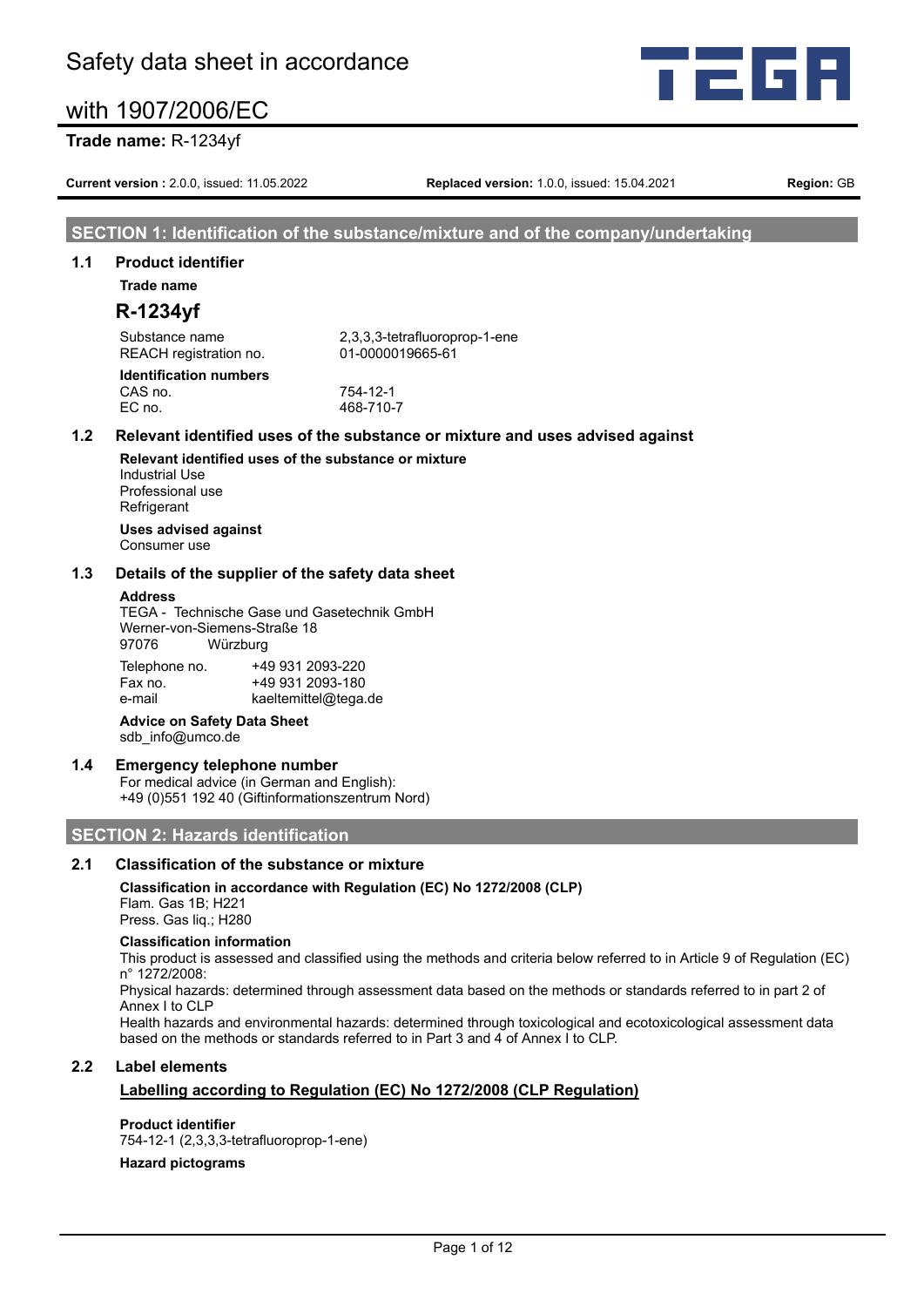# Safety data sheet in accordance with 1907/2006/EC

**Trade name:** R-1234yf

**Current version :** 2.0.0, issued: 11.05.2022 **Replaced version:** 1.0.0, issued: 15.04.2021 **Region:** GB

## SECTION 1: Identification of the substance/mixture and of the company/undertaking

### 1.1 Product identifier

**Trade name**

**R-1234yf**

| | |
|---|---|
| Substance name | 2,3,3,3-tetrafluoroprop-1-ene |
| REACH registration no. | 01-0000019665-61 |

**Identification numbers**

| | |
|---|---|
| CAS no. | 754-12-1 |
| EC no. | 468-710-7 |

### 1.2 Relevant identified uses of the substance or mixture and uses advised against

**Relevant identified uses of the substance or mixture**

Industrial Use
Professional use
Refrigerant

**Uses advised against**

Consumer use

### 1.3 Details of the supplier of the safety data sheet

**Address**

TEGA - Technische Gase und Gasetechnik GmbH
Werner-von-Siemens-Straße 18
97076 Würzburg

| | |
|---|---|
| Telephone no. | +49 931 2093-220 |
| Fax no. | +49 931 2093-180 |
| e-mail | kaeltemittel@tega.de |

**Advice on Safety Data Sheet**

sdb_info@umco.de

### 1.4 Emergency telephone number

For medical advice (in German and English):
+49 (0)551 192 40 (Giftinformationszentrum Nord)

## SECTION 2: Hazards identification

### 2.1 Classification of the substance or mixture

**Classification in accordance with Regulation (EC) No 1272/2008 (CLP)**

Flam. Gas 1B; H221
Press. Gas liq.; H280

**Classification information**

This product is assessed and classified using the methods and criteria below referred to in Article 9 of Regulation (EC) n° 1272/2008:

Physical hazards: determined through assessment data based on the methods or standards referred to in part 2 of Annex I to CLP

Health hazards and environmental hazards: determined through toxicological and ecotoxicological assessment data based on the methods or standards referred to in Part 3 and 4 of Annex I to CLP.

### 2.2 Label elements

**Labelling according to Regulation (EC) No 1272/2008 (CLP Regulation)**

**Product identifier**

754-12-1 (2,3,3,3-tetrafluoroprop-1-ene)

**Hazard pictograms**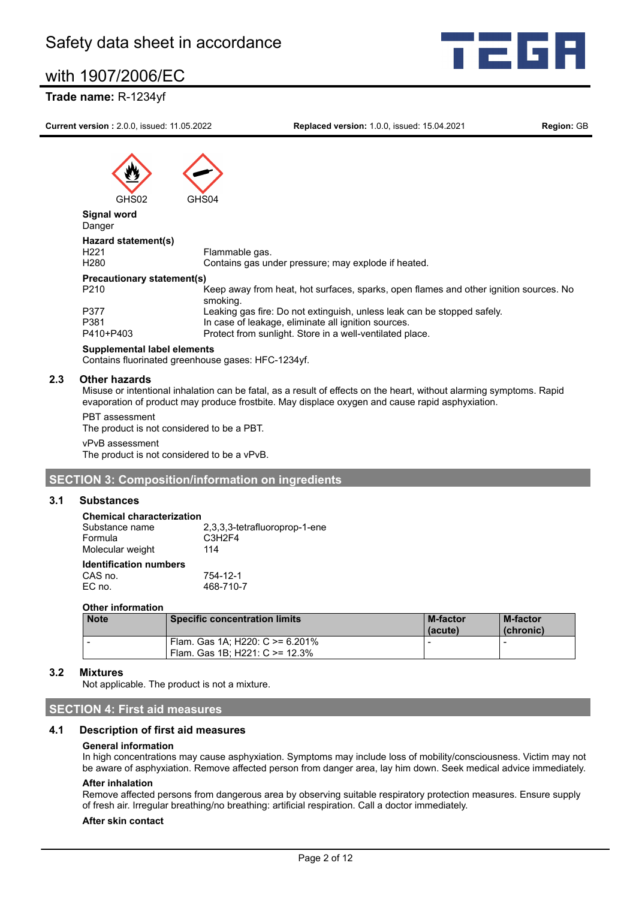GHS02 GHS04

**Signal word**
Danger

**Hazard statement(s)**

| | |
|---|---|
| H221 | Flammable gas. |
| H280 | Contains gas under pressure; may explode if heated. |

**Precautionary statement(s)**

| | |
|---|---|
| P210 | Keep away from heat, hot surfaces, sparks, open flames and other ignition sources. No smoking. |
| P377 | Leaking gas fire: Do not extinguish, unless leak can be stopped safely. |
| P381 | In case of leakage, eliminate all ignition sources. |
| P410+P403 | Protect from sunlight. Store in a well-ventilated place. |

**Supplemental label elements**
Contains fluorinated greenhouse gases: HFC-1234yf.

### 2.3 Other hazards

Misuse or intentional inhalation can be fatal, as a result of effects on the heart, without alarming symptoms. Rapid evaporation of product may produce frostbite. May displace oxygen and cause rapid asphyxiation.

PBT assessment
The product is not considered to be a PBT.

vPvB assessment
The product is not considered to be a vPvB.

## SECTION 3: Composition/information on ingredients

### 3.1 Substances

**Chemical characterization**

| | |
|---|---|
| Substance name | 2,3,3,3-tetrafluoroprop-1-ene |
| Formula | C3H2F4 |
| Molecular weight | 114 |

**Identification numbers**

| | |
|---|---|
| CAS no. | 754-12-1 |
| EC no. | 468-710-7 |

**Other information**

| Note | Specific concentration limits | M-factor (acute) | M-factor (chronic) |
|---|---|---|---|
| - | Flam. Gas 1A; H220: C >= 6.201%<br>Flam. Gas 1B; H221: C >= 12.3% | - | - |

### 3.2 Mixtures

Not applicable. The product is not a mixture.

## SECTION 4: First aid measures

### 4.1 Description of first aid measures

**General information**
In high concentrations may cause asphyxiation. Symptoms may include loss of mobility/consciousness. Victim may not be aware of asphyxiation. Remove affected person from danger area, lay him down. Seek medical advice immediately.

**After inhalation**
Remove affected persons from dangerous area by observing suitable respiratory protection measures. Ensure supply of fresh air. Irregular breathing/no breathing: artificial respiration. Call a doctor immediately.

**After skin contact**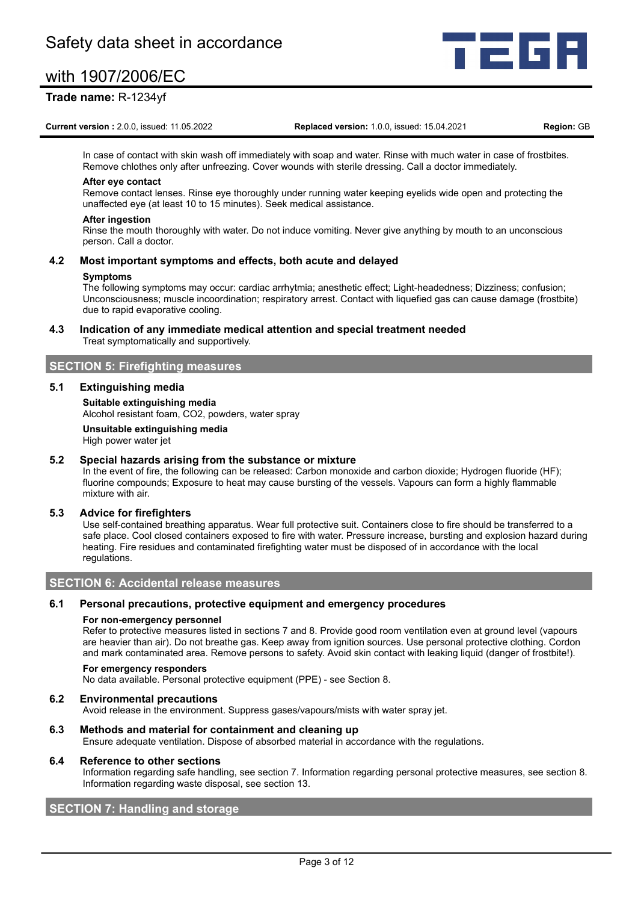In case of contact with skin wash off immediately with soap and water. Rinse with much water in case of frostbites. Remove chlothes only after unfreezing. Cover wounds with sterile dressing. Call a doctor immediately.

**After eye contact**

Remove contact lenses. Rinse eye thoroughly under running water keeping eyelids wide open and protecting the unaffected eye (at least 10 to 15 minutes). Seek medical assistance.

**After ingestion**

Rinse the mouth thoroughly with water. Do not induce vomiting. Never give anything by mouth to an unconscious person. Call a doctor.

### 4.2 Most important symptoms and effects, both acute and delayed

**Symptoms**

The following symptoms may occur: cardiac arrhytmia; anesthetic effect; Light-headedness; Dizziness; confusion; Unconsciousness; muscle incoordination; respiratory arrest. Contact with liquefied gas can cause damage (frostbite) due to rapid evaporative cooling.

### 4.3 Indication of any immediate medical attention and special treatment needed

Treat symptomatically and supportively.

## SECTION 5: Firefighting measures

### 5.1 Extinguishing media

**Suitable extinguishing media**

Alcohol resistant foam, $CO_2$, powders, water spray

**Unsuitable extinguishing media**

High power water jet

### 5.2 Special hazards arising from the substance or mixture

In the event of fire, the following can be released: Carbon monoxide and carbon dioxide; Hydrogen fluoride (HF); fluorine compounds; Exposure to heat may cause bursting of the vessels. Vapours can form a highly flammable mixture with air.

### 5.3 Advice for firefighters

Use self-contained breathing apparatus. Wear full protective suit. Containers close to fire should be transferred to a safe place. Cool closed containers exposed to fire with water. Pressure increase, bursting and explosion hazard during heating. Fire residues and contaminated firefighting water must be disposed of in accordance with the local regulations.

## SECTION 6: Accidental release measures

### 6.1 Personal precautions, protective equipment and emergency procedures

**For non-emergency personnel**

Refer to protective measures listed in sections 7 and 8. Provide good room ventilation even at ground level (vapours are heavier than air). Do not breathe gas. Keep away from ignition sources. Use personal protective clothing. Cordon and mark contaminated area. Remove persons to safety. Avoid skin contact with leaking liquid (danger of frostbite!).

**For emergency responders**

No data available. Personal protective equipment (PPE) - see Section 8.

### 6.2 Environmental precautions

Avoid release in the environment. Suppress gases/vapours/mists with water spray jet.

### 6.3 Methods and material for containment and cleaning up

Ensure adequate ventilation. Dispose of absorbed material in accordance with the regulations.

### 6.4 Reference to other sections

Information regarding safe handling, see section 7. Information regarding personal protective measures, see section 8. Information regarding waste disposal, see section 13.

## SECTION 7: Handling and storage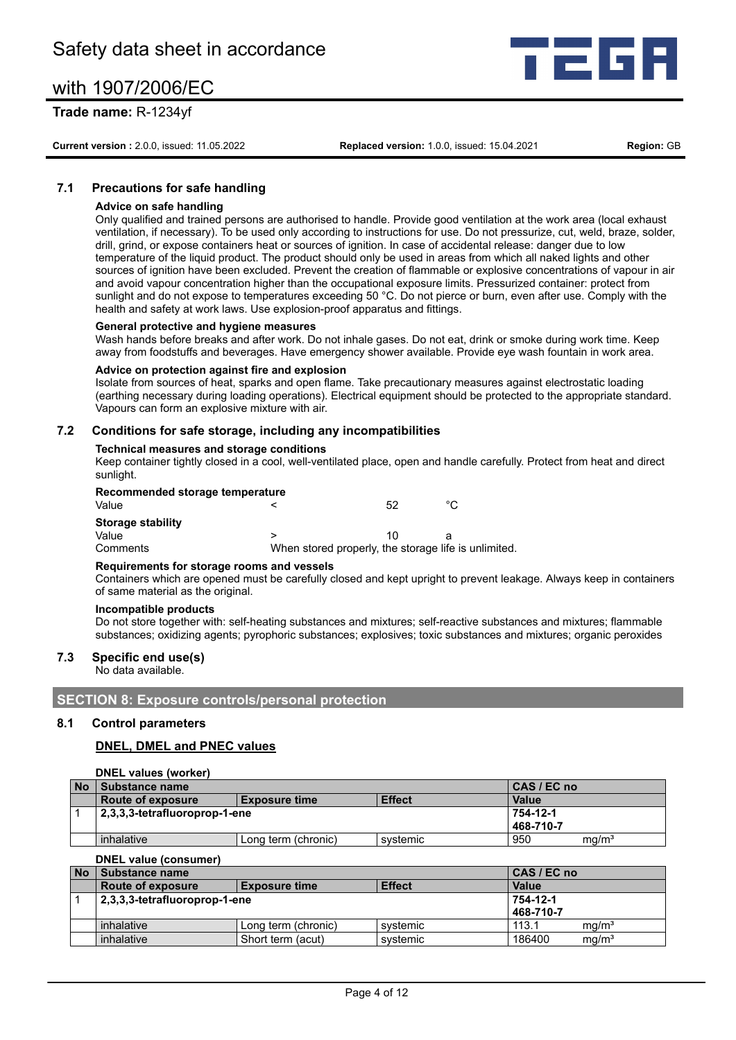### 7.1 Precautions for safe handling

**Advice on safe handling**

Only qualified and trained persons are authorised to handle. Provide good ventilation at the work area (local exhaust ventilation, if necessary). To be used only according to instructions for use. Do not pressurize, cut, weld, braze, solder, drill, grind, or expose containers heat or sources of ignition. In case of accidental release: danger due to low temperature of the liquid product. The product should only be used in areas from which all naked lights and other sources of ignition have been excluded. Prevent the creation of flammable or explosive concentrations of vapour in air and avoid vapour concentration higher than the occupational exposure limits. Pressurized container: protect from sunlight and do not expose to temperatures exceeding 50 °C. Do not pierce or burn, even after use. Comply with the health and safety at work laws. Use explosion-proof apparatus and fittings.

**General protective and hygiene measures**

Wash hands before breaks and after work. Do not inhale gases. Do not eat, drink or smoke during work time. Keep away from foodstuffs and beverages. Have emergency shower available. Provide eye wash fountain in work area.

**Advice on protection against fire and explosion**

Isolate from sources of heat, sparks and open flame. Take precautionary measures against electrostatic loading (earthing necessary during loading operations). Electrical equipment should be protected to the appropriate standard. Vapours can form an explosive mixture with air.

### 7.2 Conditions for safe storage, including any incompatibilities

**Technical measures and storage conditions**

Keep container tightly closed in a cool, well-ventilated place, open and handle carefully. Protect from heat and direct sunlight.

**Recommended storage temperature**

| | | | |
|---|---|---|---|
| Value | < | 52 | °C |

**Storage stability**

| | | | |
|---|---|---|---|
| Value | > | 10 | a |
| Comments | When stored properly, the storage life is unlimited. | | |

**Requirements for storage rooms and vessels**

Containers which are opened must be carefully closed and kept upright to prevent leakage. Always keep in containers of same material as the original.

**Incompatible products**

Do not store together with: self-heating substances and mixtures; self-reactive substances and mixtures; flammable substances; oxidizing agents; pyrophoric substances; explosives; toxic substances and mixtures; organic peroxides

### 7.3 Specific end use(s)

No data available.

## SECTION 8: Exposure controls/personal protection

### 8.1 Control parameters

**DNEL, DMEL and PNEC values**

**DNEL values (worker)**

| No | Substance name | | | CAS / EC no | |
|---|---|---|---|---|---|
| | **Route of exposure** | **Exposure time** | **Effect** | **Value** | |
| 1 | **2,3,3,3-tetrafluoroprop-1-ene** | | | **754-12-1**<br>**468-710-7** | |
| | inhalative | Long term (chronic) | systemic | 950 | mg/m³ |

**DNEL value (consumer)**

| No | Substance name | | | CAS / EC no | |
|---|---|---|---|---|---|
| | **Route of exposure** | **Exposure time** | **Effect** | **Value** | |
| 1 | **2,3,3,3-tetrafluoroprop-1-ene** | | | **754-12-1**<br>**468-710-7** | |
| | inhalative | Long term (chronic) | systemic | 113.1 | mg/m³ |
| | inhalative | Short term (acut) | systemic | 186400 | mg/m³ |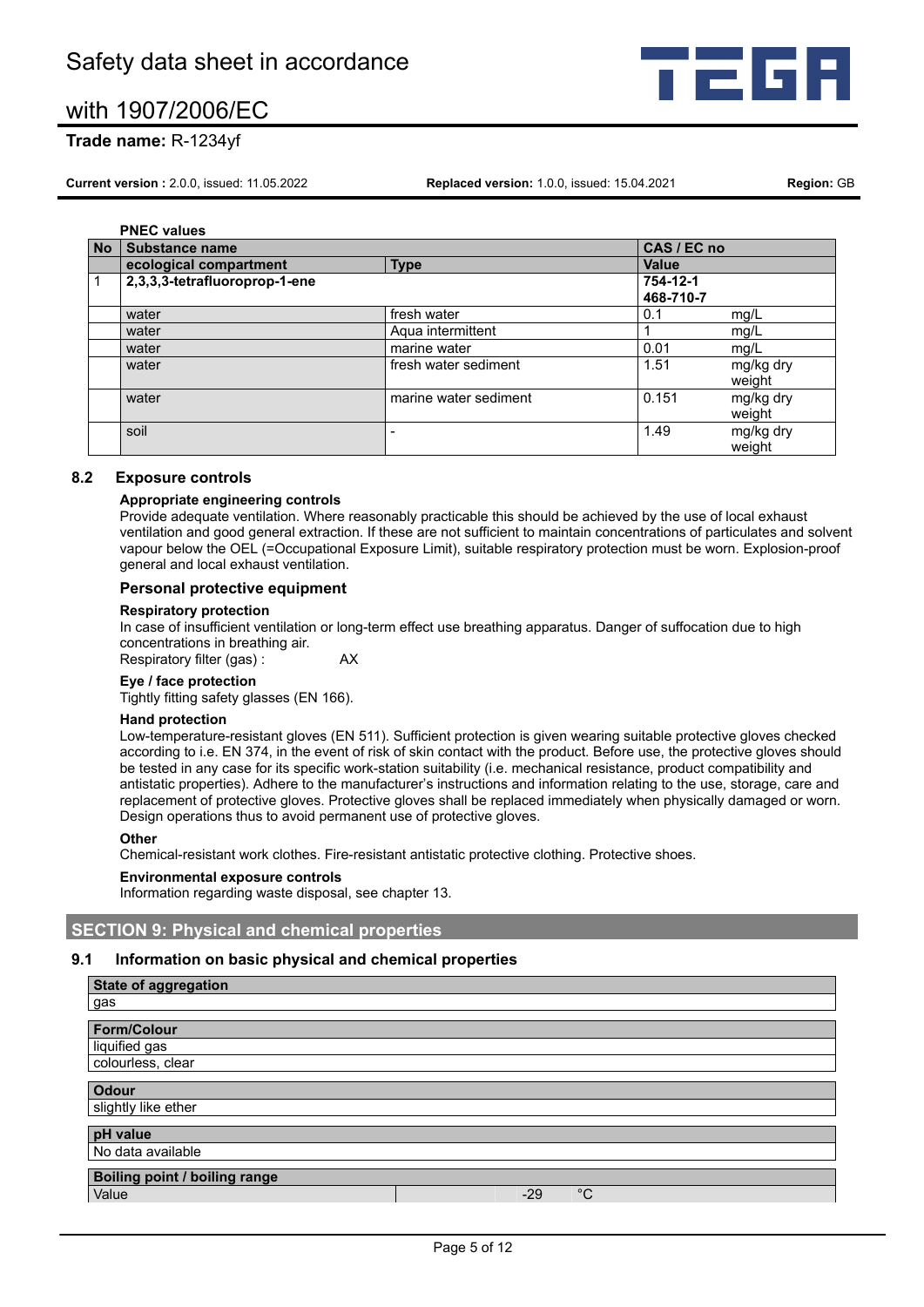**PNEC values**

| No | Substance name | | CAS / EC no | |
|---|---|---|---|---|
| | ecological compartment | Type | Value | |
| 1 | **2,3,3,3-tetrafluoroprop-1-ene** | | **754-12-1**<br>**468-710-7** | |
| | water | fresh water | 0.1 | mg/L |
| | water | Aqua intermittent | 1 | mg/L |
| | water | marine water | 0.01 | mg/L |
| | water | fresh water sediment | 1.51 | mg/kg dry weight |
| | water | marine water sediment | 0.151 | mg/kg dry weight |
| | soil | - | 1.49 | mg/kg dry weight |

### 8.2 Exposure controls

**Appropriate engineering controls**

Provide adequate ventilation. Where reasonably practicable this should be achieved by the use of local exhaust ventilation and good general extraction. If these are not sufficient to maintain concentrations of particulates and solvent vapour below the OEL (=Occupational Exposure Limit), suitable respiratory protection must be worn. Explosion-proof general and local exhaust ventilation.

**Personal protective equipment**

**Respiratory protection**

In case of insufficient ventilation or long-term effect use breathing apparatus. Danger of suffocation due to high concentrations in breathing air.

Respiratory filter (gas) : AX

**Eye / face protection**

Tightly fitting safety glasses (EN 166).

**Hand protection**

Low-temperature-resistant gloves (EN 511). Sufficient protection is given wearing suitable protective gloves checked according to i.e. EN 374, in the event of risk of skin contact with the product. Before use, the protective gloves should be tested in any case for its specific work-station suitability (i.e. mechanical resistance, product compatibility and antistatic properties). Adhere to the manufacturer's instructions and information relating to the use, storage, care and replacement of protective gloves. Protective gloves shall be replaced immediately when physically damaged or worn. Design operations thus to avoid permanent use of protective gloves.

**Other**

Chemical-resistant work clothes. Fire-resistant antistatic protective clothing. Protective shoes.

**Environmental exposure controls**

Information regarding waste disposal, see chapter 13.

## SECTION 9: Physical and chemical properties

### 9.1 Information on basic physical and chemical properties

| State of aggregation |
|---|
| gas |

| Form/Colour |
|---|
| liquified gas |
| colourless, clear |

| Odour |
|---|
| slightly like ether |

| pH value |
|---|
| No data available |

| Boiling point / boiling range | | | |
|---|---|---|---|
| Value | | -29 | °C |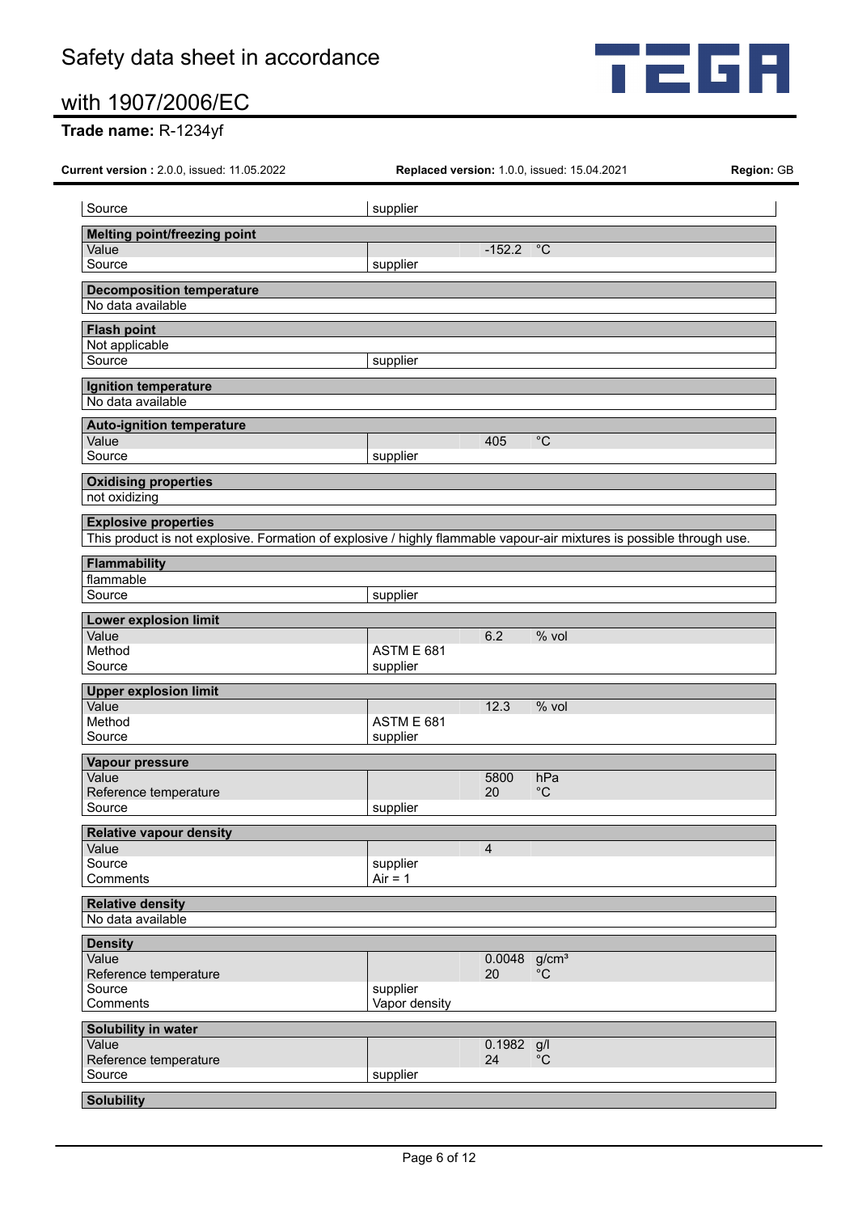| Source | supplier | | |
|---|---|---|---|

| **Melting point/freezing point** | | | |
|---|---|---|---|
| Value | | -152.2 | °C |
| Source | supplier | | |

| **Decomposition temperature** |
|---|
| No data available |

| **Flash point** | |
|---|---|
| Not applicable | |
| Source | supplier |

| **Ignition temperature** |
|---|
| No data available |

| **Auto-ignition temperature** | | | |
|---|---|---|---|
| Value | | 405 | °C |
| Source | supplier | | |

| **Oxidising properties** |
|---|
| not oxidizing |

| **Explosive properties** |
|---|
| This product is not explosive. Formation of explosive / highly flammable vapour-air mixtures is possible through use. |

| **Flammability** | |
|---|---|
| flammable | |
| Source | supplier |

| **Lower explosion limit** | | | |
|---|---|---|---|
| Value | | 6.2 | % vol |
| Method | ASTM E 681 | | |
| Source | supplier | | |

| **Upper explosion limit** | | | |
|---|---|---|---|
| Value | | 12.3 | % vol |
| Method | ASTM E 681 | | |
| Source | supplier | | |

| **Vapour pressure** | | | |
|---|---|---|---|
| Value | | 5800 | hPa |
| Reference temperature | | 20 | °C |
| Source | supplier | | |

| **Relative vapour density** | | | |
|---|---|---|---|
| Value | | 4 | |
| Source | supplier | | |
| Comments | Air = 1 | | |

| **Relative density** |
|---|
| No data available |

| **Density** | | | |
|---|---|---|---|
| Value | | 0.0048 | g/cm³ |
| Reference temperature | | 20 | °C |
| Source | supplier | | |
| Comments | Vapor density | | |

| **Solubility in water** | | | |
|---|---|---|---|
| Value | | 0.1982 | g/l |
| Reference temperature | | 24 | °C |
| Source | supplier | | |

| **Solubility** |
|---|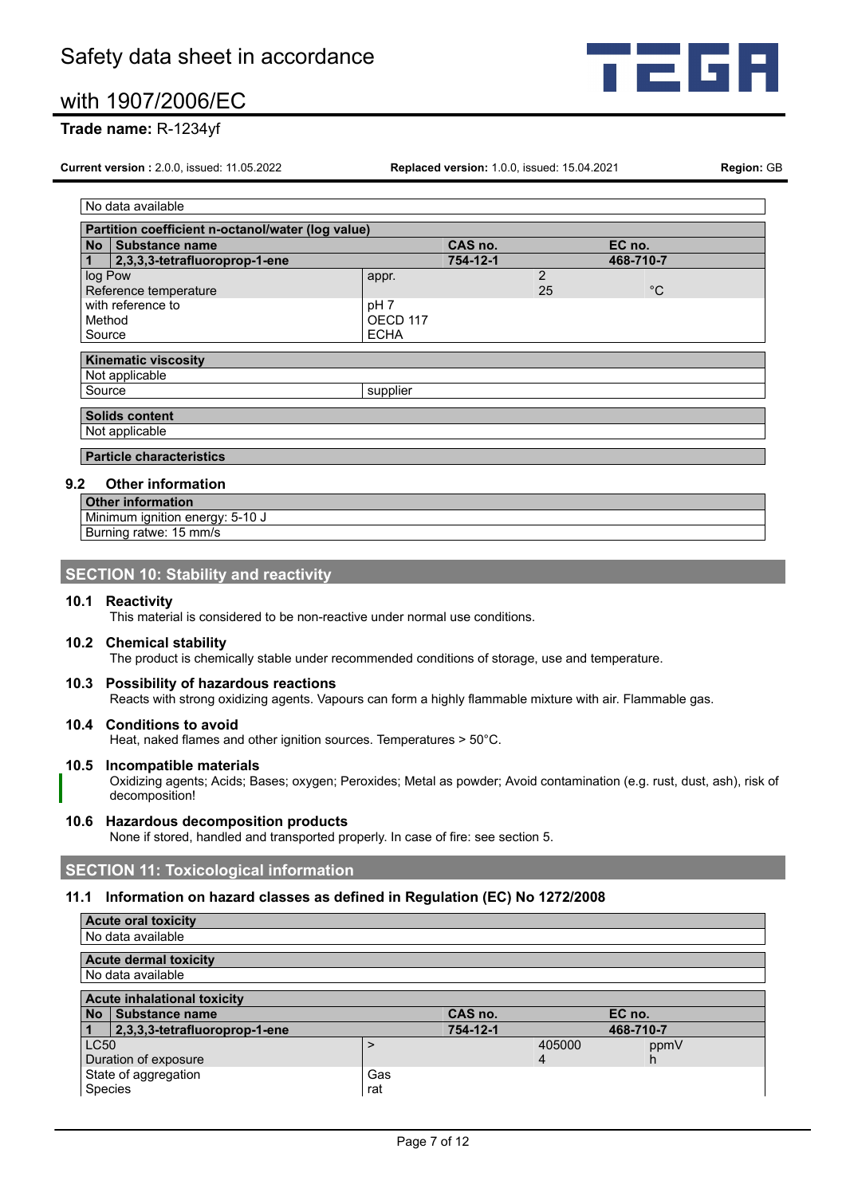| No data available |
|---|

| Partition coefficient n-octanol/water (log value) | | | | |
|---|---|---|---|---|
| No | Substance name | CAS no. | | EC no. |
| 1 | 2,3,3,3-tetrafluoroprop-1-ene | 754-12-1 | | 468-710-7 |
| log Pow | appr. | | 2 | |
| Reference temperature | | | 25 | °C |
| with reference to | pH 7 | | | |
| Method | OECD 117 | | | |
| Source | ECHA | | | |

| Kinematic viscosity | |
|---|---|
| Not applicable | |
| Source | supplier |

| Solids content |
|---|
| Not applicable |

| Particle characteristics |
|---|

### 9.2 Other information

| Other information |
|---|
| Minimum ignition energy: 5-10 J |
| Burning ratwe: 15 mm/s |

## SECTION 10: Stability and reactivity

### 10.1 Reactivity

This material is considered to be non-reactive under normal use conditions.

### 10.2 Chemical stability

The product is chemically stable under recommended conditions of storage, use and temperature.

### 10.3 Possibility of hazardous reactions

Reacts with strong oxidizing agents. Vapours can form a highly flammable mixture with air. Flammable gas.

### 10.4 Conditions to avoid

Heat, naked flames and other ignition sources. Temperatures > 50°C.

### 10.5 Incompatible materials

Oxidizing agents; Acids; Bases; oxygen; Peroxides; Metal as powder; Avoid contamination (e.g. rust, dust, ash), risk of decomposition!

### 10.6 Hazardous decomposition products

None if stored, handled and transported properly. In case of fire: see section 5.

## SECTION 11: Toxicological information

### 11.1 Information on hazard classes as defined in Regulation (EC) No 1272/2008

| Acute oral toxicity |
|---|
| No data available |

| Acute dermal toxicity |
|---|
| No data available |

| Acute inhalational toxicity | | | | |
|---|---|---|---|---|
| No | Substance name | CAS no. | | EC no. |
| 1 | 2,3,3,3-tetrafluoroprop-1-ene | 754-12-1 | | 468-710-7 |
| LC50 | > | | 405000 | ppmV |
| Duration of exposure | | | 4 | h |
| State of aggregation | Gas | | | |
| Species | rat | | | |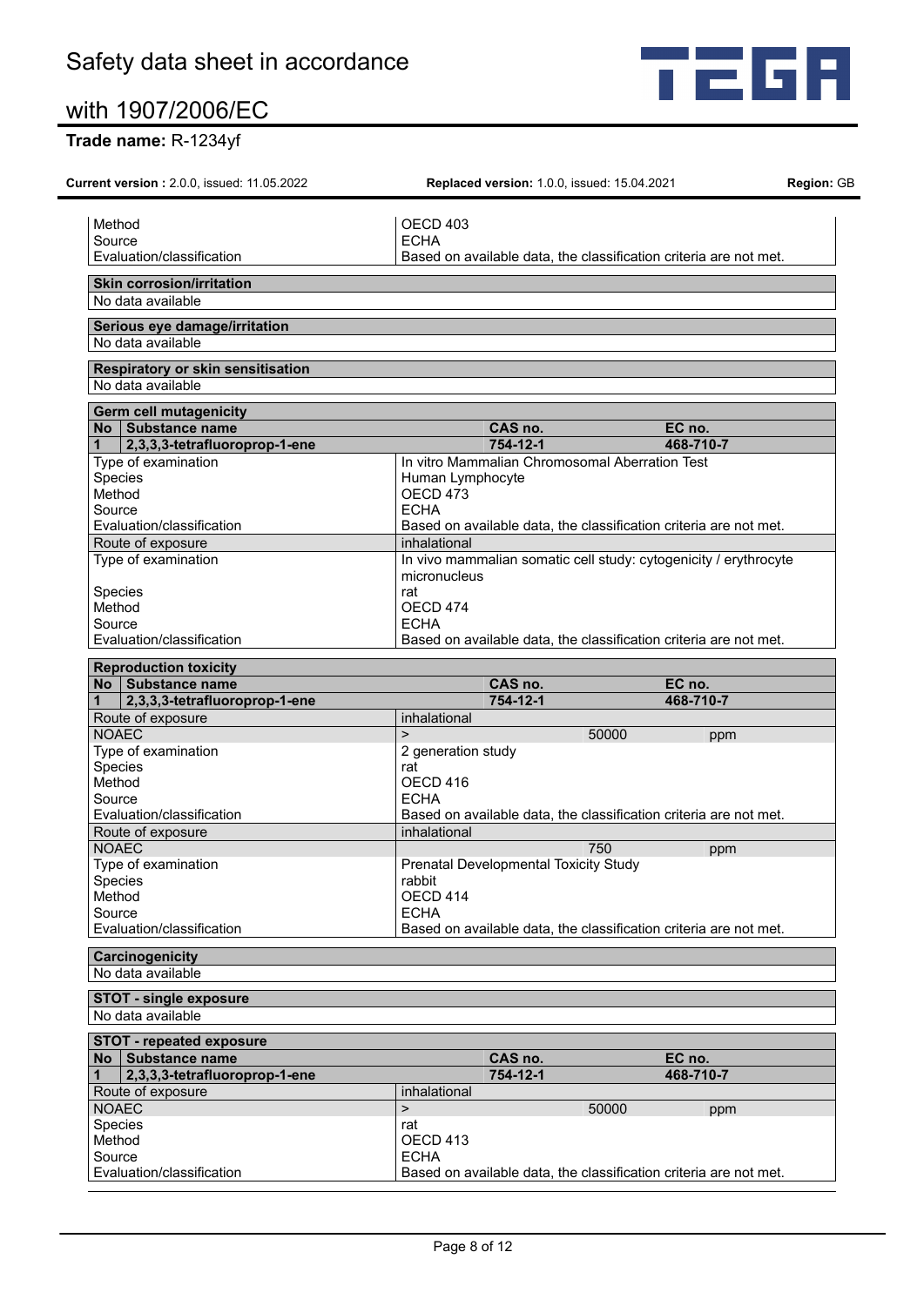| | |
|---|---|
| Method | OECD 403 |
| Source | ECHA |
| Evaluation/classification | Based on available data, the classification criteria are not met. |

| **Skin corrosion/irritation** |
|---|
| No data available |

| **Serious eye damage/irritation** |
|---|
| No data available |

| **Respiratory or skin sensitisation** |
|---|
| No data available |

**Germ cell mutagenicity**

| No | Substance name | CAS no. | EC no. |
|---|---|---|---|
| 1 | 2,3,3,3-tetrafluoroprop-1-ene | 754-12-1 | 468-710-7 |

| | |
|---|---|
| Type of examination | In vitro Mammalian Chromosomal Aberration Test |
| Species | Human Lymphocyte |
| Method | OECD 473 |
| Source | ECHA |
| Evaluation/classification | Based on available data, the classification criteria are not met. |
| Route of exposure | inhalational |
| Type of examination | In vivo mammalian somatic cell study: cytogenicity / erythrocyte micronucleus |
| Species | rat |
| Method | OECD 474 |
| Source | ECHA |
| Evaluation/classification | Based on available data, the classification criteria are not met. |

**Reproduction toxicity**

| No | Substance name | CAS no. | EC no. |
|---|---|---|---|
| 1 | 2,3,3,3-tetrafluoroprop-1-ene | 754-12-1 | 468-710-7 |

| | | | |
|---|---|---|---|
| Route of exposure | inhalational | | |
| NOAEC | > | 50000 | ppm |
| Type of examination | 2 generation study | | |
| Species | rat | | |
| Method | OECD 416 | | |
| Source | ECHA | | |
| Evaluation/classification | Based on available data, the classification criteria are not met. | | |
| Route of exposure | inhalational | | |
| NOAEC | | 750 | ppm |
| Type of examination | Prenatal Developmental Toxicity Study | | |
| Species | rabbit | | |
| Method | OECD 414 | | |
| Source | ECHA | | |
| Evaluation/classification | Based on available data, the classification criteria are not met. | | |

| **Carcinogenicity** |
|---|
| No data available |

| **STOT - single exposure** |
|---|
| No data available |

**STOT - repeated exposure**

| No | Substance name | CAS no. | EC no. |
|---|---|---|---|
| 1 | 2,3,3,3-tetrafluoroprop-1-ene | 754-12-1 | 468-710-7 |

| | | | |
|---|---|---|---|
| Route of exposure | inhalational | | |
| NOAEC | > | 50000 | ppm |
| Species | rat | | |
| Method | OECD 413 | | |
| Source | ECHA | | |
| Evaluation/classification | Based on available data, the classification criteria are not met. | | |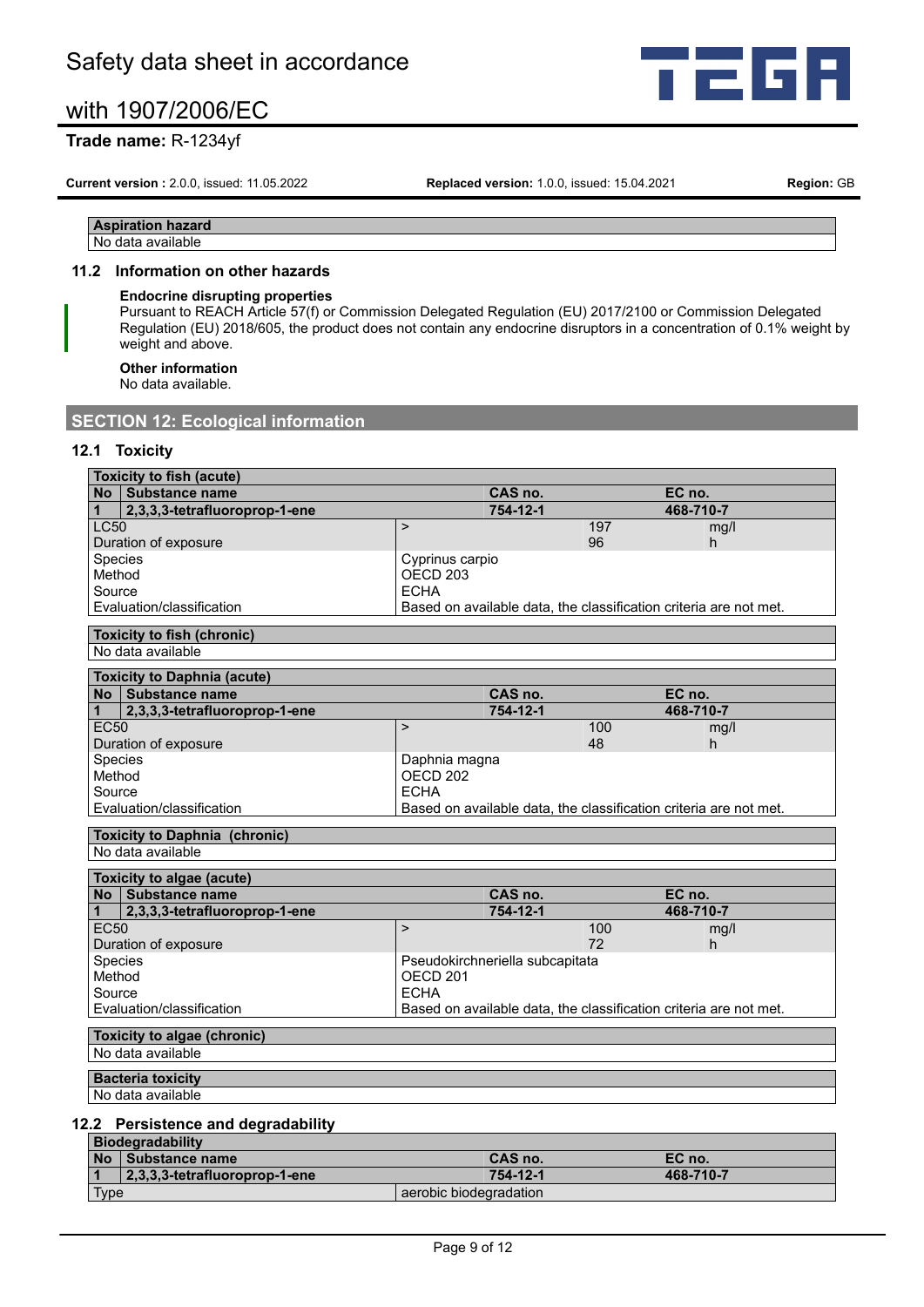| Aspiration hazard |
| --- |
| No data available |

### 11.2 Information on other hazards

**Endocrine disrupting properties**

Pursuant to REACH Article 57(f) or Commission Delegated Regulation (EU) 2017/2100 or Commission Delegated Regulation (EU) 2018/605, the product does not contain any endocrine disruptors in a concentration of 0.1% weight by weight and above.

**Other information**

No data available.

## SECTION 12: Ecological information

### 12.1 Toxicity

| Toxicity to fish (acute) | | | | |
| --- | --- | --- | --- | --- |
| **No** Substance name | | **CAS no.** | | **EC no.** |
| **1** 2,3,3,3-tetrafluoroprop-1-ene | | **754-12-1** | | **468-710-7** |
| LC50 | > | | 197 | mg/l |
| Duration of exposure | | | 96 | h |
| Species | Cyprinus carpio | | | |
| Method | OECD 203 | | | |
| Source | ECHA | | | |
| Evaluation/classification | Based on available data, the classification criteria are not met. | | | |

| Toxicity to fish (chronic) |
| --- |
| No data available |

| Toxicity to Daphnia (acute) | | | | |
| --- | --- | --- | --- | --- |
| **No** Substance name | | **CAS no.** | | **EC no.** |
| **1** 2,3,3,3-tetrafluoroprop-1-ene | | **754-12-1** | | **468-710-7** |
| EC50 | > | | 100 | mg/l |
| Duration of exposure | | | 48 | h |
| Species | Daphnia magna | | | |
| Method | OECD 202 | | | |
| Source | ECHA | | | |
| Evaluation/classification | Based on available data, the classification criteria are not met. | | | |

| Toxicity to Daphnia (chronic) |
| --- |
| No data available |

| Toxicity to algae (acute) | | | | |
| --- | --- | --- | --- | --- |
| **No** Substance name | | **CAS no.** | | **EC no.** |
| **1** 2,3,3,3-tetrafluoroprop-1-ene | | **754-12-1** | | **468-710-7** |
| EC50 | > | | 100 | mg/l |
| Duration of exposure | | | 72 | h |
| Species | Pseudokirchneriella subcapitata | | | |
| Method | OECD 201 | | | |
| Source | ECHA | | | |
| Evaluation/classification | Based on available data, the classification criteria are not met. | | | |

| Toxicity to algae (chronic) |
| --- |
| No data available |

| Bacteria toxicity |
| --- |
| No data available |

### 12.2 Persistence and degradability

| Biodegradability | | | |
| --- | --- | --- | --- |
| **No** Substance name | | **CAS no.** | **EC no.** |
| **1** 2,3,3,3-tetrafluoroprop-1-ene | | **754-12-1** | **468-710-7** |
| Type | aerobic biodegradation | | |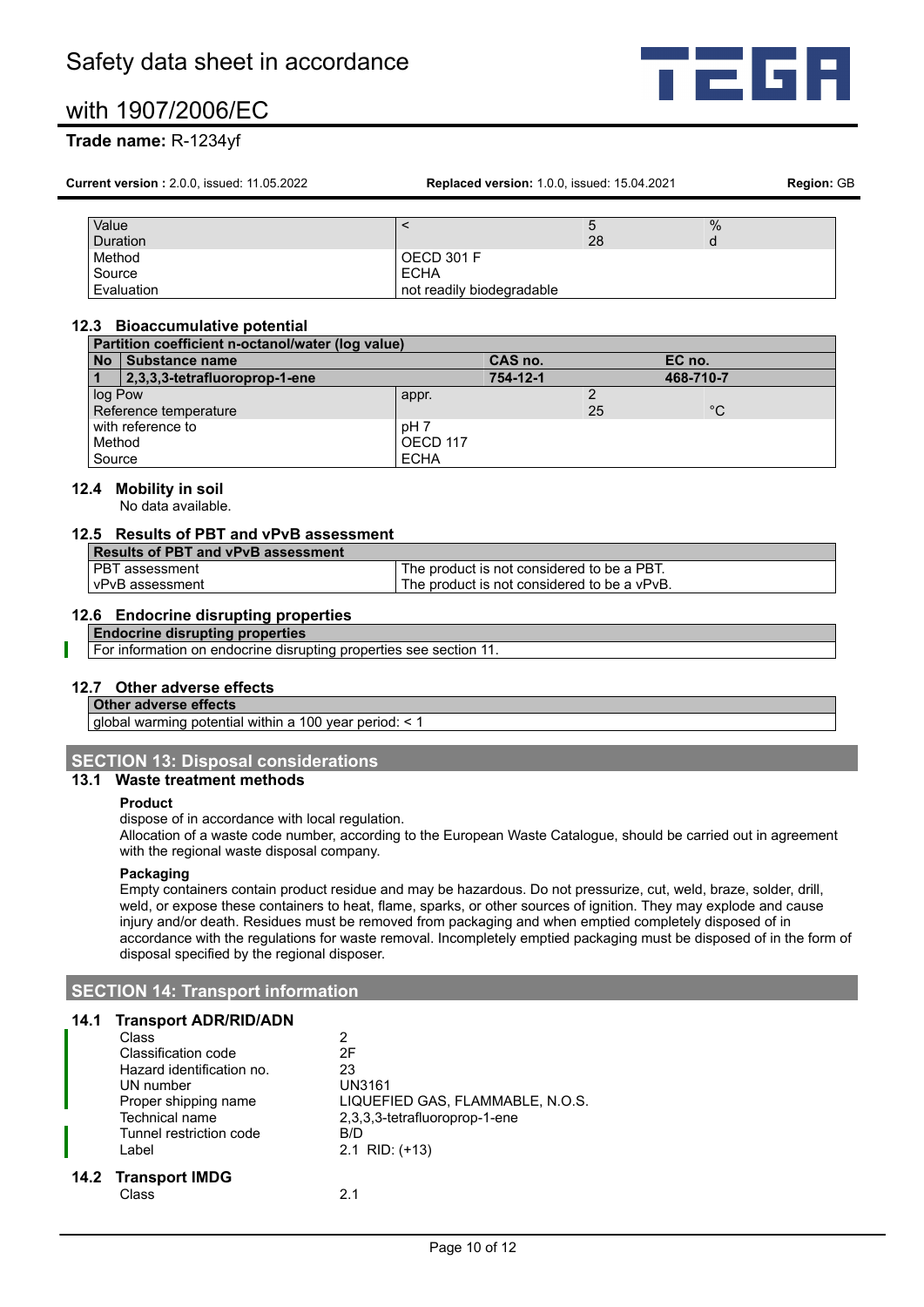| Value | < | 5 | % |
|---|---|---|---|
| Duration | | 28 | d |
| Method | OECD 301 F | | |
| Source | ECHA | | |
| Evaluation | not readily biodegradable | | |

### 12.3 Bioaccumulative potential

| Partition coefficient n-octanol/water (log value) | | | |
|---|---|---|---|
| **No** | **Substance name** | **CAS no.** | **EC no.** |
| **1** | **2,3,3,3-tetrafluoroprop-1-ene** | **754-12-1** | **468-710-7** |
| log Pow | appr. | 2 | |
| Reference temperature | | 25 | °C |
| with reference to | pH 7 | | |
| Method | OECD 117 | | |
| Source | ECHA | | |

### 12.4 Mobility in soil

No data available.

### 12.5 Results of PBT and vPvB assessment

| Results of PBT and vPvB assessment | |
|---|---|
| PBT assessment | The product is not considered to be a PBT. |
| vPvB assessment | The product is not considered to be a vPvB. |

### 12.6 Endocrine disrupting properties

| Endocrine disrupting properties |
|---|
| For information on endocrine disrupting properties see section 11. |

### 12.7 Other adverse effects

| Other adverse effects |
|---|
| global warming potential within a 100 year period: < 1 |

## SECTION 13: Disposal considerations

### 13.1 Waste treatment methods

**Product**

dispose of in accordance with local regulation.
Allocation of a waste code number, according to the European Waste Catalogue, should be carried out in agreement with the regional waste disposal company.

**Packaging**

Empty containers contain product residue and may be hazardous. Do not pressurize, cut, weld, braze, solder, drill, weld, or expose these containers to heat, flame, sparks, or other sources of ignition. They may explode and cause injury and/or death. Residues must be removed from packaging and when emptied completely disposed of in accordance with the regulations for waste removal. Incompletely emptied packaging must be disposed of in the form of disposal specified by the regional disposer.

## SECTION 14: Transport information

### 14.1 Transport ADR/RID/ADN

| | |
|---|---|
| Class | 2 |
| Classification code | 2F |
| Hazard identification no. | 23 |
| UN number | UN3161 |
| Proper shipping name | LIQUEFIED GAS, FLAMMABLE, N.O.S. |
| Technical name | 2,3,3,3-tetrafluoroprop-1-ene |
| Tunnel restriction code | B/D |
| Label | 2.1 RID: (+13) |

### 14.2 Transport IMDG

| | |
|---|---|
| Class | 2.1 |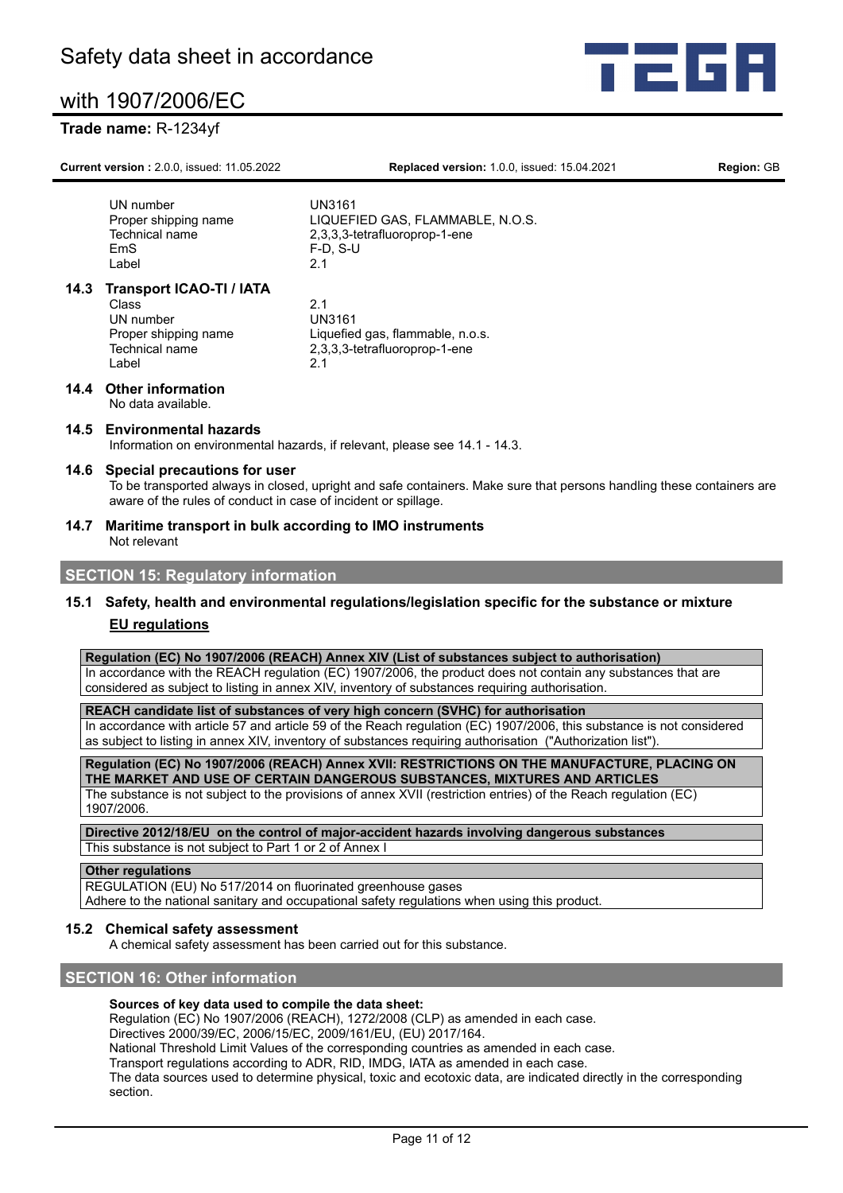| | |
|---|---|
| UN number | UN3161 |
| Proper shipping name | LIQUEFIED GAS, FLAMMABLE, N.O.S. |
| Technical name | 2,3,3,3-tetrafluoroprop-1-ene |
| EmS | F-D, S-U |
| Label | 2.1 |

### 14.3 Transport ICAO-TI / IATA

| | |
|---|---|
| Class | 2.1 |
| UN number | UN3161 |
| Proper shipping name | Liquefied gas, flammable, n.o.s. |
| Technical name | 2,3,3,3-tetrafluoroprop-1-ene |
| Label | 2.1 |

### 14.4 Other information

No data available.

### 14.5 Environmental hazards

Information on environmental hazards, if relevant, please see 14.1 - 14.3.

### 14.6 Special precautions for user

To be transported always in closed, upright and safe containers. Make sure that persons handling these containers are aware of the rules of conduct in case of incident or spillage.

### 14.7 Maritime transport in bulk according to IMO instruments

Not relevant

## SECTION 15: Regulatory information

### 15.1 Safety, health and environmental regulations/legislation specific for the substance or mixture

**EU regulations**

| **Regulation (EC) No 1907/2006 (REACH) Annex XIV (List of substances subject to authorisation)** |
|---|
| In accordance with the REACH regulation (EC) 1907/2006, the product does not contain any substances that are considered as subject to listing in annex XIV, inventory of substances requiring authorisation. |

| **REACH candidate list of substances of very high concern (SVHC) for authorisation** |
|---|
| In accordance with article 57 and article 59 of the Reach regulation (EC) 1907/2006, this substance is not considered as subject to listing in annex XIV, inventory of substances requiring authorisation ("Authorization list"). |

| **Regulation (EC) No 1907/2006 (REACH) Annex XVII: RESTRICTIONS ON THE MANUFACTURE, PLACING ON THE MARKET AND USE OF CERTAIN DANGEROUS SUBSTANCES, MIXTURES AND ARTICLES** |
|---|
| The substance is not subject to the provisions of annex XVII (restriction entries) of the Reach regulation (EC) 1907/2006. |

| **Directive 2012/18/EU on the control of major-accident hazards involving dangerous substances** |
|---|
| This substance is not subject to Part 1 or 2 of Annex I |

| **Other regulations** |
|---|
| REGULATION (EU) No 517/2014 on fluorinated greenhouse gases<br>Adhere to the national sanitary and occupational safety regulations when using this product. |

### 15.2 Chemical safety assessment

A chemical safety assessment has been carried out for this substance.

## SECTION 16: Other information

**Sources of key data used to compile the data sheet:**

Regulation (EC) No 1907/2006 (REACH), 1272/2008 (CLP) as amended in each case.
Directives 2000/39/EC, 2006/15/EC, 2009/161/EU, (EU) 2017/164.
National Threshold Limit Values of the corresponding countries as amended in each case.
Transport regulations according to ADR, RID, IMDG, IATA as amended in each case.
The data sources used to determine physical, toxic and ecotoxic data, are indicated directly in the corresponding section.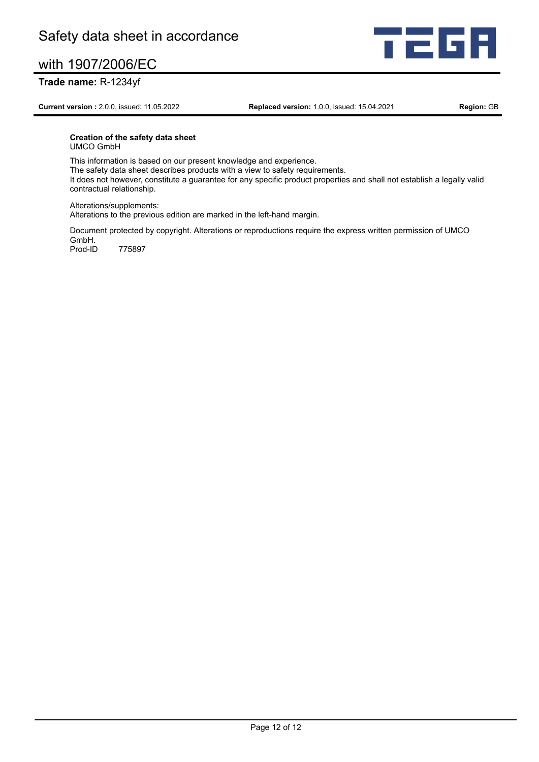**Creation of the safety data sheet**
UMCO GmbH

This information is based on our present knowledge and experience.
The safety data sheet describes products with a view to safety requirements.
It does not however, constitute a guarantee for any specific product properties and shall not establish a legally valid contractual relationship.

Alterations/supplements:
Alterations to the previous edition are marked in the left-hand margin.

Document protected by copyright. Alterations or reproductions require the express written permission of UMCO GmbH.
Prod-ID 775897